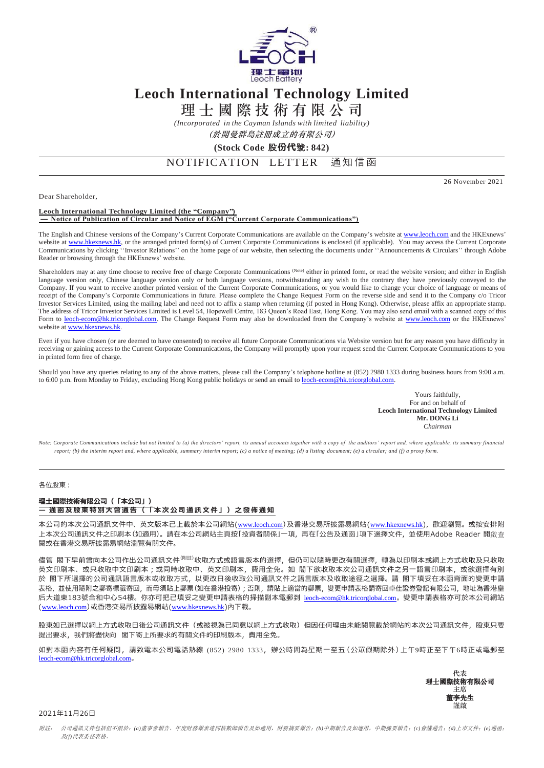# Leoch International Technology Limited

# 理士國際技術有限公司

*(Incorporated in the Cayman Islands with limited liability)*

*(於開曼群島註冊成立的有限公司)*

**(Stock Code 股份代號: 842)**

## NOTIFICATION LETTER 通知信函

26 November 2021

Dear Shareholder,

**Leoch International Technology Limited (the "Company")**
**— Notice of Publication of Circular and Notice of EGM ("Current Corporate Communications")**

The English and Chinese versions of the Company's Current Corporate Communications are available on the Company's website at www.leoch.com and the HKExnews' website at www.hkexnews.hk, or the arranged printed form(s) of Current Corporate Communications is enclosed (if applicable). You may access the Current Corporate Communications by clicking ''Investor Relations'' on the home page of our website, then selecting the documents under ''Announcements & Circulars'' through Adobe Reader or browsing through the HKExnews' website.

Shareholders may at any time choose to receive free of charge Corporate Communications (Note) either in printed form, or read the website version; and either in English language version only, Chinese language version only or both language versions, notwithstanding any wish to the contrary they have previously conveyed to the Company. If you want to receive another printed version of the Current Corporate Communications, or you would like to change your choice of language or means of receipt of the Company's Corporate Communications in future. Please complete the Change Request Form on the reverse side and send it to the Company c/o Tricor Investor Services Limited, using the mailing label and need not to affix a stamp when returning (if posted in Hong Kong). Otherwise, please affix an appropriate stamp. The address of Tricor Investor Services Limited is Level 54, Hopewell Centre, 183 Queen's Road East, Hong Kong. You may also send email with a scanned copy of this Form to leoch-ecom@hk.tricorglobal.com. The Change Request Form may also be downloaded from the Company's website at www.leoch.com or the HKExnews' website at www.hkexnews.hk.

Even if you have chosen (or are deemed to have consented) to receive all future Corporate Communications via Website version but for any reason you have difficulty in receiving or gaining access to the Current Corporate Communications, the Company will promptly upon your request send the Current Corporate Communications to you in printed form free of charge.

Should you have any queries relating to any of the above matters, please call the Company's telephone hotline at (852) 2980 1333 during business hours from 9:00 a.m. to 6:00 p.m. from Monday to Friday, excluding Hong Kong public holidays or send an email to leoch-ecom@hk.tricorglobal.com.

Yours faithfully,
For and on behalf of
**Leoch International Technology Limited**
**Mr. DONG Li**
*Chairman*

*Note: Corporate Communications include but not limited to (a) the directors' report, its annual accounts together with a copy of the auditors' report and, where applicable, its summary financial report; (b) the interim report and, where applicable, summary interim report; (c) a notice of meeting; (d) a listing document; (e) a circular; and (f) a proxy form.*

---

各位股東：

**理士國際技術有限公司（「本公司」）**
**— 通函及股東特別大會通告（「本次公司通訊文件」）之發佈通知**

本公司的本次公司通訊文件中、英文版本已上載於本公司網站(www.leoch.com)及香港交易所披露易網站(www.hkexnews.hk)，歡迎瀏覽。或按安排附上本次公司通訊文件之印刷本(如適用)。請在本公司網站主頁按「投資者關係」一項，再在「公告及通函」項下選擇文件，並使用Adobe Reader 開啟查閱或在香港交易所披露易網站瀏覽有關文件。

儘管 閣下早前曾向本公司作出公司通訊文件(附註)收取方式或語言版本的選擇，但仍可以隨時更改有關選擇，轉為以印刷本或網上方式收取及只收取英文印刷本、或只收取中文印刷本；或同時收取中、英文印刷本，費用全免。如 閣下欲收取本次公司通訊文件之另一語言印刷本，或欲選擇有別於 閣下所選擇的公司通訊語言版本或收取方式，以更改日後收取公司通訊文件之語言版本及收取途徑之選擇。請 閣下填妥在本函背面的變更申請表格，並使用隨附之郵寄標籤寄回，而毋須貼上郵票(如在香港投寄)；否則，請貼上適當的郵票，變更申請表格請寄回卓佳證券登記有限公司，地址為香港皇后大道東183號合和中心54樓。你亦可把已填妥之變更申請表格的掃描副本電郵到 leoch-ecom@hk.tricorglobal.com。變更申請表格亦可於本公司網站(www.leoch.com)或香港交易所披露易網站(www.hkexnews.hk)內下載。

股東如已選擇以網上方式收取日後公司通訊文件（或被視為已同意以網上方式收取）但因任何理由未能閱覽載於網站的本次公司通訊文件，股東只要提出要求，我們將盡快向 閣下寄上所要求的有關文件的印刷版本，費用全免。

如對本函內容有任何疑問，請致電本公司電話熱線 (852) 2980 1333，辦公時間為星期一至五（公眾假期除外）上午9時正至下午6時正或電郵至leoch-ecom@hk.tricorglobal.com。

代表
**理士國際技術有限公司**
主席
**董李先生**
謹啟

2021年11月26日

*附註：公司通訊文件包括但不限於：(a)董事會報告、年度財務報表連同核數師報告及如適用，財務摘要報告；(b)中期報告及如適用，中期摘要報告；(c)會議通告；(d)上市文件；(e)通函；及(f)代表委任表格。*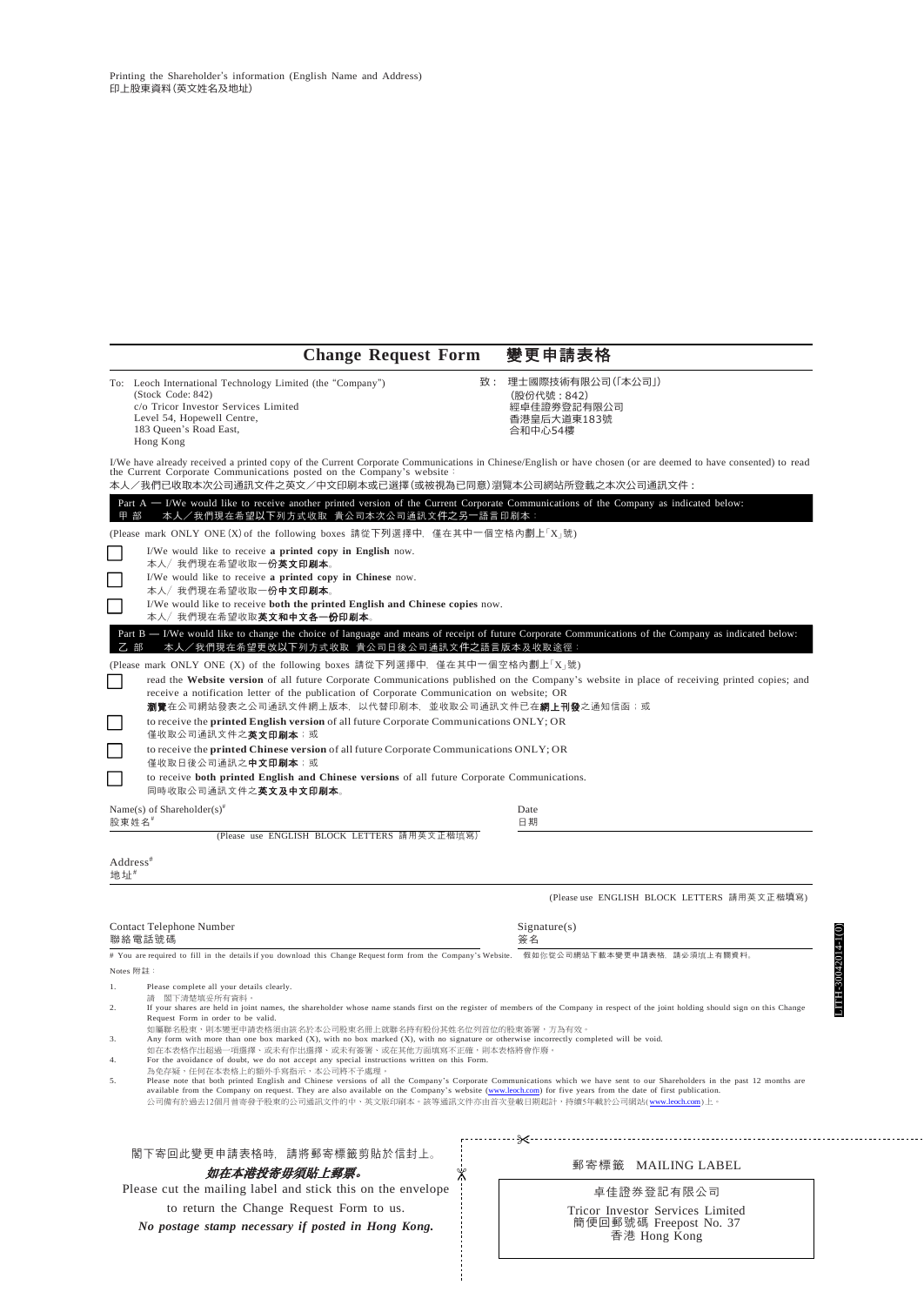Printing the Shareholder's information (English Name and Address)
印上股東資料(英文姓名及地址)

# Change Request Form 變更申請表格

To: Leech International Technology Limited (the "Company")
(Stock Code: 842)
c/o Tricor Investor Services Limited
Level 54, Hopewell Centre,
183 Queen's Road East,
Hong Kong

致：理士國際技術有限公司(「本公司」)
(股份代號：842)
經卓佳證券登記有限公司
香港皇后大道東183號
合和中心54樓

I/We have already received a printed copy of the Current Corporate Communications in Chinese/English or have chosen (or are deemed to have consented) to read the Current Corporate Communications posted on the Company's website:
本人／我們已收取本次公司通訊文件之英文／中文印刷本或已選擇(或被視為已同意)瀏覽本公司網站所登載之本次公司通訊文件：

**Part A — I/We would like to receive another printed version of the Current Corporate Communications of the Company as indicated below:**
**甲部 本人／我們現在希望以下列方式收取 貴公司本次公司通訊文件之另一語言印刷本：**

(Please mark ONLY ONE (X) of the following boxes 請從下列選擇中，僅在其中一個空格內劃上「X」號)

- ☐ I/We would like to receive **a printed copy in English** now.
  本人／我們現在希望收取一份**英文印刷本**。
- ☐ I/We would like to receive **a printed copy in Chinese** now.
  本人／我們現在希望收取一份**中文印刷本**。
- ☐ I/We would like to receive **both the printed English and Chinese copies** now.
  本人／我們現在希望收取**英文和中文各一份印刷本**。

**Part B — I/We would like to change the choice of language and means of receipt of future Corporate Communications of the Company as indicated below:**
**乙部 本人／我們現在希望更改以下列方式收取 貴公司日後公司通訊文件之語言版本及收取途徑：**

(Please mark ONLY ONE (X) of the following boxes 請從下列選擇中，僅在其中一個空格內劃上「X」號)

- ☐ read the **Website version** of all future Corporate Communications published on the Company's website in place of receiving printed copies; and receive a notification letter of the publication of Corporate Communication on website; OR
  **瀏覽**在公司網站發表之公司通訊文件網上版本，以代替印刷本，並收取公司通訊文件已在**網上刊發**之通知信函；或
- ☐ to receive the **printed English version** of all future Corporate Communications ONLY; OR
  僅收取公司通訊文件之**英文印刷本**；或
- ☐ to receive the **printed Chinese version** of all future Corporate Communications ONLY; OR
  僅收取日後公司通訊之**中文印刷本**；或
- ☐ to receive **both printed English and Chinese versions** of all future Corporate Communications.
  同時收取公司通訊文件之**英文及中文印刷本**。

Name(s) of Shareholder(s)[#]
股東姓名[#]
(Please use ENGLISH BLOCK LETTERS 請用英文正楷填寫)

Date
日期

Address[#]
地址[#]
(Please use ENGLISH BLOCK LETTERS 請用英文正楷填寫)

Contact Telephone Number
聯絡電話號碼

Signature(s)
簽名

# You are required to fill in the details if you download this Change Request form from the Company's Website. 假如你從公司網站下載本變更申請表格，請必須填上有關資料。

Notes 附註：

1. Please complete all your details clearly.
   請 閣下清楚填妥所有資料。
2. If your shares are held in joint names, the shareholder whose name stands first on the register of members of the Company in respect of the joint holding should sign on this Change Request Form in order to be valid.
   如屬聯名股東，則本變更申請表格須由該名於本公司股東名冊上就聯名持有股份其姓名位列首位的股東簽署，方為有效。
3. Any form with more than one box marked (X), with no box marked (X), with no signature or otherwise incorrectly completed will be void.
   如在本表格作出超過一項選擇，或未有作出選擇，或未有簽署，或在其他方面填寫不正確，則本表格將會作廢。
4. For the avoidance of doubt, we do not accept any special instructions written on this Form.
   為免存疑，任何在本表格上的額外手寫指示，本公司將不予處理。
5. Please note that both printed English and Chinese versions of all the Company's Corporate Communications which we have sent to our Shareholders in the past 12 months are available from the Company on request. They are also available on the Company's website (www.leoch.com) for five years from the date of first publication.
   公司備有於過去12個月曾寄發予股東的公司通訊文件的中、英文版印刷本。該等通訊文件亦由首次登載日期起計，持續5年載於公司網站(www.leoch.com)上。

LITH-30042014-1(0)

閣下寄回此變更申請表格時，請將郵寄標籤剪貼於信封上。
***如在本港投寄毋須貼上郵票。***
Please cut the mailing label and stick this on the envelope to return the Change Request Form to us.
***No postage stamp necessary if posted in Hong Kong.***

郵寄標籤 MAILING LABEL

卓佳證券登記有限公司
Tricor Investor Services Limited
簡便回郵號碼 Freepost No. 37
香港 Hong Kong